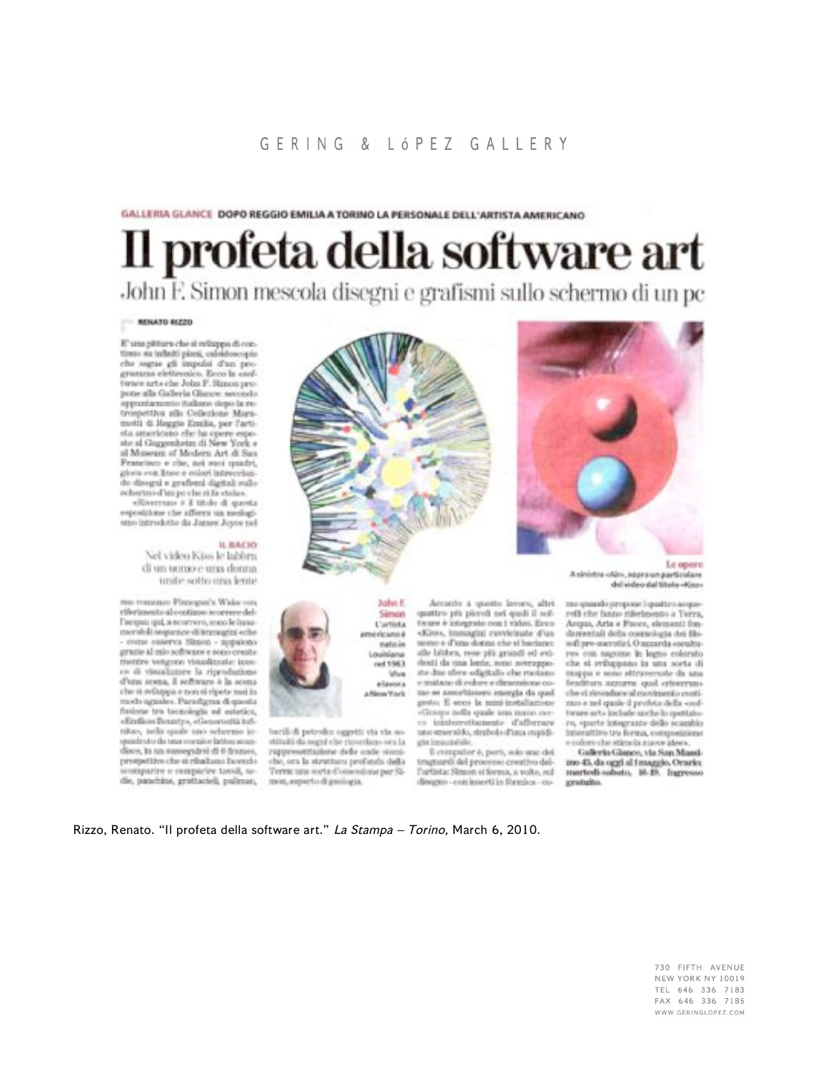GALLERIA GLANCE **DOPO REGGIO EMILIA A TORINO LA PERSONALE DELL'ARTISTA AMERICANO**

# Il profeta della software art

## John F. Simon mescola disegni e grafismi sullo schermo di un pc

**RENATO RIZZO**

E' una pittura che si sviluppa di continuo su infiniti piani, caleidoscopio che segue gli impulsi d'un programma elettronico. Ecco la «software art» che John F. Simon propone alla Galleria Glance: secondo appuntamento italiano dopo la retrospettiva alla Collezione Maramotti di Reggio Emilia, per l'artista americano che ha opere esposte al Guggenheim di New York e al Museum of Modern Art di San Francisco e che, nei suoi quadri, gioca con linee e colori intrecciando disegni e grafismi digitali sullo schermo d'un pc che si fa stela.

«Riverrun» è il titolo di questa esposizione che afferra un neologismo introdotto da James Joyce nel suo romanzo Finnegan's Wake con riferimento al continuo scorrere dell'acqua: qui, a scorrere, sono le innumerabili sequenze di immagini «che - come osserva Simon - appaiono grazie al mio software e sono create mentre vengono visualizzate: invece di visualizzare la riproduzione d'una scena, il software è la scena che si sviluppa e non si ripete mai in modo uguale». Paradigma di questa fusione tra tecnologia ed estetica, «Endless Bounty», «Generosità infinita», nella quale uno schermo inquadrato da una cornice lattea scandisce, in un susseguirsi di 6 frames, prospettive che si ribaltano facendo scomparire e comparire tavoli, sedie, panchine, grattacieli, pullman, barili di petrolio: oggetti via via sostituiti da segni che ricordano ora la rappresentazione delle onde sismiche, ora la struttura profonda della Terra: una sorta d'ossessione per Simon, esperto di geologia.

**IL BACIO**

Nel video Kiss le labbra di un uomo e una donna unite sotto una lente

Accanto a questo lavoro, altri quattro più piccoli nei quali il software è integrato con i video. Ecco «Kiss», immagini ravvicinate d'un uomo e d'una donna che si baciano: alle labbra, rese più grandi ed evidenti da una lente, sono sovrapposte due sfere digitali che mutano e mutano di colore e dimensione come se assorbissero energia da quel gesto. E ecco la mini-installazione «Grasp» nella quale una mano cerca inutilmente d'afferrare uno smeraldo, simbolo d'una cupidigia insaziabile.

Il computer è, però, solo uno dei traguardi del processo creativo dell'artista: Simon si forma, a volte, sul disegno - con inserti in formica - come quando propone i quattro acquerelli che fanno riferimento a Terra, Acqua, Aria e Fuoco, elementi fondamentali della cosmologia dei filosofi pre-socratici. O azzarda «sculture» con sagome in legno colorato che si sviluppano in una sorta di mappa e sono attraversate da una fenditura azzurra: quel «riverrun» che si riconduce al movimento continuo e nel quale il profeta della «software art» include anche lo spettatore, «parte integrante dello scambio interattivo tra forma, composizione e colore che stimola nuove idee».

**Galleria Glance, via San Massimo 45, da oggi al 1 maggio. Orario: martedì-sabato, 16-19. Ingresso gratuito.**

**John F. Simon** L'artista americano è nato in Louisiana nel 1963. Vive e lavora a New York

**Le opere** A sinistra «Air», sopra un particolare del video dal titolo «Kiss»

Rizzo, Renato. "Il profeta della software art." *La Stampa – Torino,* March 6, 2010.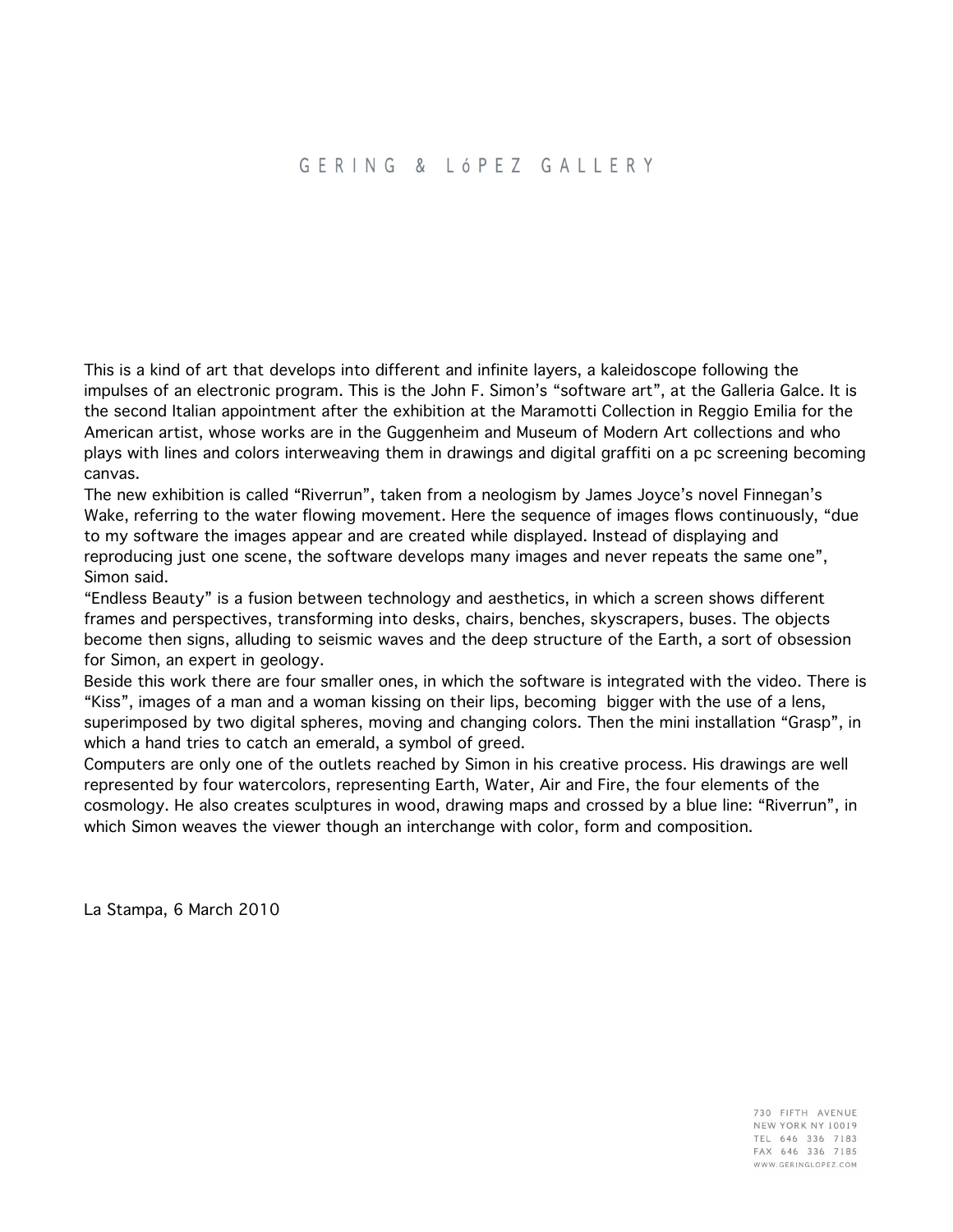# GERING & LóPEZ GALLERY

This is a kind of art that develops into different and infinite layers, a kaleidoscope following the impulses of an electronic program. This is the John F. Simon's "software art", at the Galleria Galce. It is the second Italian appointment after the exhibition at the Maramotti Collection in Reggio Emilia for the American artist, whose works are in the Guggenheim and Museum of Modern Art collections and who plays with lines and colors interweaving them in drawings and digital graffiti on a pc screening becoming canvas.

The new exhibition is called "Riverrun", taken from a neologism by James Joyce's novel Finnegan's Wake, referring to the water flowing movement. Here the sequence of images flows continuously, "due to my software the images appear and are created while displayed. Instead of displaying and reproducing just one scene, the software develops many images and never repeats the same one", Simon said.

"Endless Beauty" is a fusion between technology and aesthetics, in which a screen shows different frames and perspectives, transforming into desks, chairs, benches, skyscrapers, buses. The objects become then signs, alluding to seismic waves and the deep structure of the Earth, a sort of obsession for Simon, an expert in geology.

Beside this work there are four smaller ones, in which the software is integrated with the video. There is "Kiss", images of a man and a woman kissing on their lips, becoming bigger with the use of a lens, superimposed by two digital spheres, moving and changing colors. Then the mini installation "Grasp", in which a hand tries to catch an emerald, a symbol of greed.

Computers are only one of the outlets reached by Simon in his creative process. His drawings are well represented by four watercolors, representing Earth, Water, Air and Fire, the four elements of the cosmology. He also creates sculptures in wood, drawing maps and crossed by a blue line: "Riverrun", in which Simon weaves the viewer though an interchange with color, form and composition.

La Stampa, 6 March 2010

730 FIFTH AVENUE
NEW YORK NY 10019
TEL 646 336 7183
FAX 646 336 7185
WWW.GERINGLOPEZ.COM